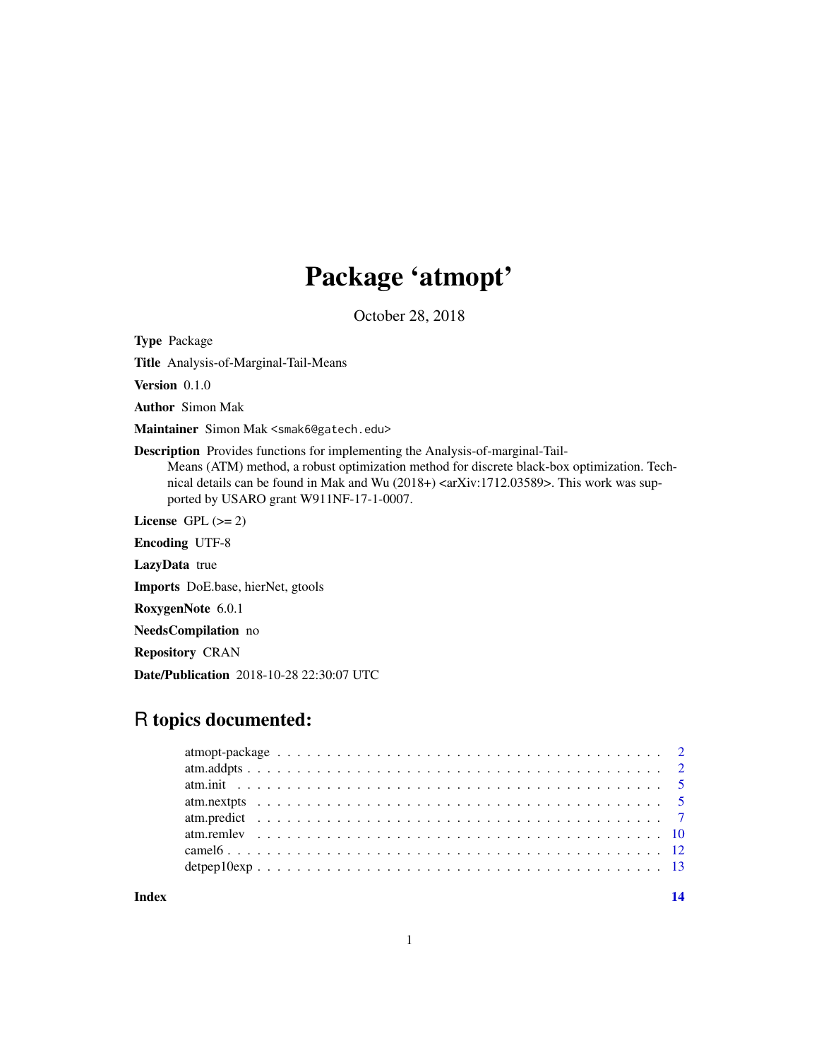# Package 'atmopt'

October 28, 2018

**Type** Package

**Title** Analysis-of-Marginal-Tail-Means

**Version** 0.1.0

**Author** Simon Mak

**Maintainer** Simon Mak <smak6@gatech.edu>

**Description** Provides functions for implementing the Analysis-of-marginal-Tail-Means (ATM) method, a robust optimization method for discrete black-box optimization. Technical details can be found in Mak and Wu (2018+) <arXiv:1712.03589>. This work was supported by USARO grant W911NF-17-1-0007.

**License** GPL (>= 2)

**Encoding** UTF-8

**LazyData** true

**Imports** DoE.base, hierNet, gtools

**RoxygenNote** 6.0.1

**NeedsCompilation** no

**Repository** CRAN

**Date/Publication** 2018-10-28 22:30:07 UTC

## R topics documented:

| | |
|---|---|
| atmopt-package | 2 |
| atm.addpts | 2 |
| atm.init | 5 |
| atm.nextpts | 5 |
| atm.predict | 7 |
| atm.remlev | 10 |
| camel6 | 12 |
| detpep10exp | 13 |
| **Index** | **14** |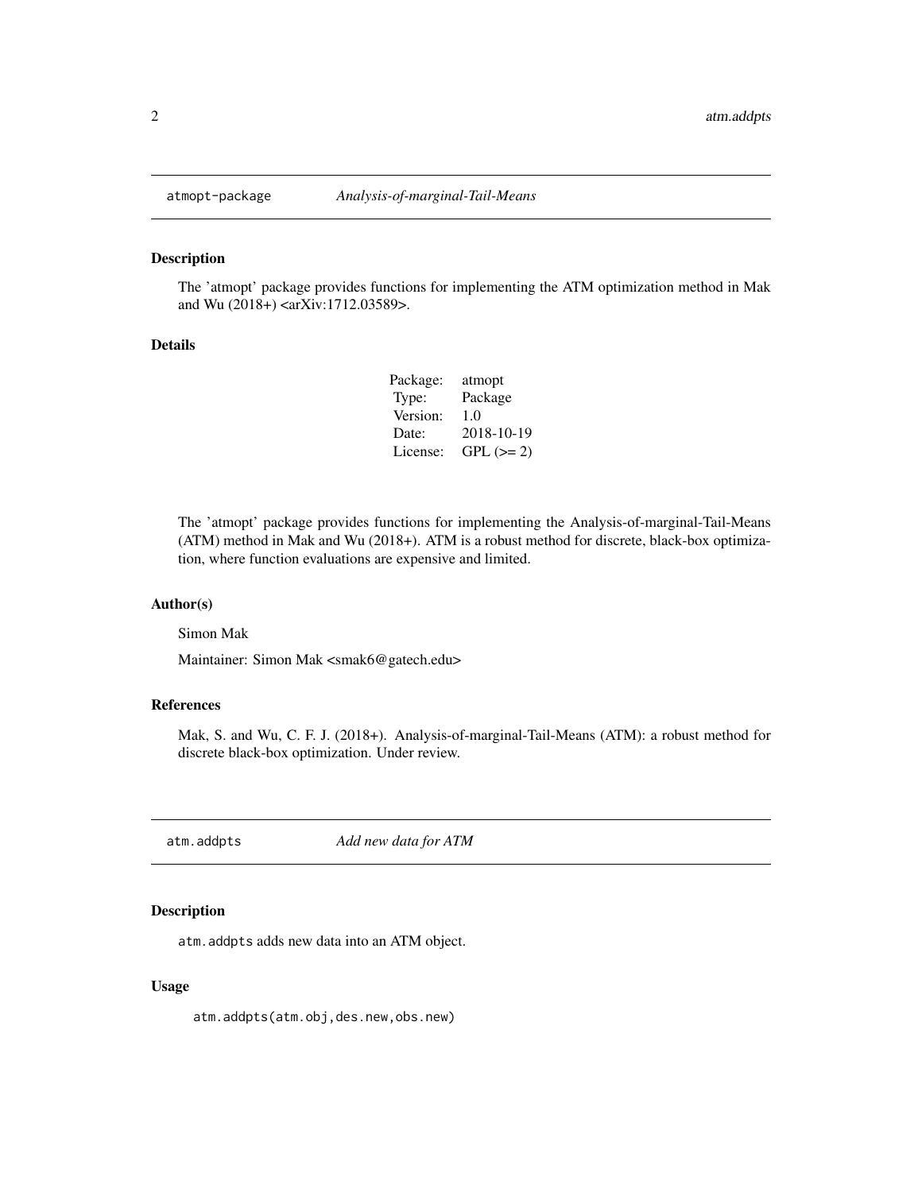## atmopt-package *Analysis-of-marginal-Tail-Means*

### Description

The 'atmopt' package provides functions for implementing the ATM optimization method in Mak and Wu (2018+) <arXiv:1712.03589>.

### Details

| | |
|---|---|
| Package: | atmopt |
| Type: | Package |
| Version: | 1.0 |
| Date: | 2018-10-19 |
| License: | GPL (>= 2) |

The 'atmopt' package provides functions for implementing the Analysis-of-marginal-Tail-Means (ATM) method in Mak and Wu (2018+). ATM is a robust method for discrete, black-box optimization, where function evaluations are expensive and limited.

### Author(s)

Simon Mak

Maintainer: Simon Mak <smak6@gatech.edu>

### References

Mak, S. and Wu, C. F. J. (2018+). Analysis-of-marginal-Tail-Means (ATM): a robust method for discrete black-box optimization. Under review.

## atm.addpts *Add new data for ATM*

### Description

atm.addpts adds new data into an ATM object.

### Usage

```
atm.addpts(atm.obj,des.new,obs.new)
```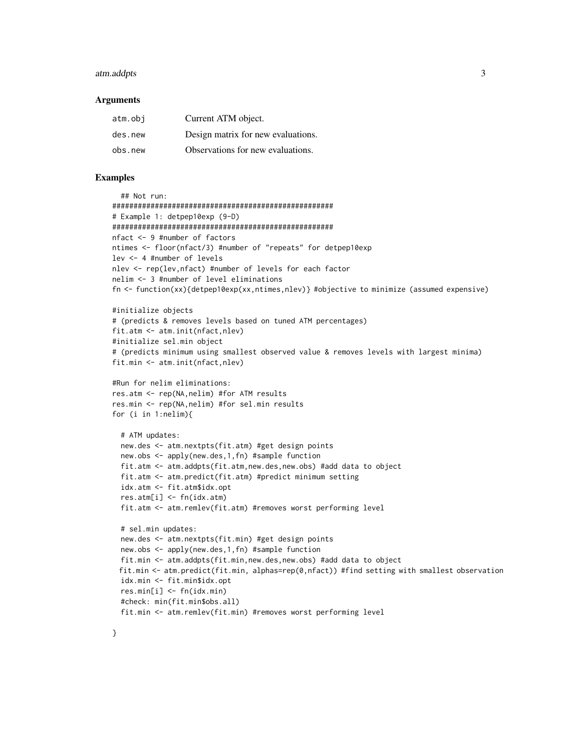### Arguments

| | |
|---|---|
| atm.obj | Current ATM object. |
| des.new | Design matrix for new evaluations. |
| obs.new | Observations for new evaluations. |

### Examples

```
  ## Not run:
####################################################
# Example 1: detpep10exp (9-D)
####################################################
nfact <- 9 #number of factors
ntimes <- floor(nfact/3) #number of "repeats" for detpep10exp
lev <- 4 #number of levels
nlev <- rep(lev,nfact) #number of levels for each factor
nelim <- 3 #number of level eliminations
fn <- function(xx){detpep10exp(xx,ntimes,nlev)} #objective to minimize (assumed expensive)

#initialize objects
# (predicts & removes levels based on tuned ATM percentages)
fit.atm <- atm.init(nfact,nlev)
#initialize sel.min object
# (predicts minimum using smallest observed value & removes levels with largest minima)
fit.min <- atm.init(nfact,nlev)

#Run for nelim eliminations:
res.atm <- rep(NA,nelim) #for ATM results
res.min <- rep(NA,nelim) #for sel.min results
for (i in 1:nelim){

  # ATM updates:
  new.des <- atm.nextpts(fit.atm) #get design points
  new.obs <- apply(new.des,1,fn) #sample function
  fit.atm <- atm.addpts(fit.atm,new.des,new.obs) #add data to object
  fit.atm <- atm.predict(fit.atm) #predict minimum setting
  idx.atm <- fit.atm$idx.opt
  res.atm[i] <- fn(idx.atm)
  fit.atm <- atm.remlev(fit.atm) #removes worst performing level

  # sel.min updates:
  new.des <- atm.nextpts(fit.min) #get design points
  new.obs <- apply(new.des,1,fn) #sample function
  fit.min <- atm.addpts(fit.min,new.des,new.obs) #add data to object
 fit.min <- atm.predict(fit.min, alphas=rep(0,nfact)) #find setting with smallest observation
  idx.min <- fit.min$idx.opt
  res.min[i] <- fn(idx.min)
  #check: min(fit.min$obs.all)
  fit.min <- atm.remlev(fit.min) #removes worst performing level

}
```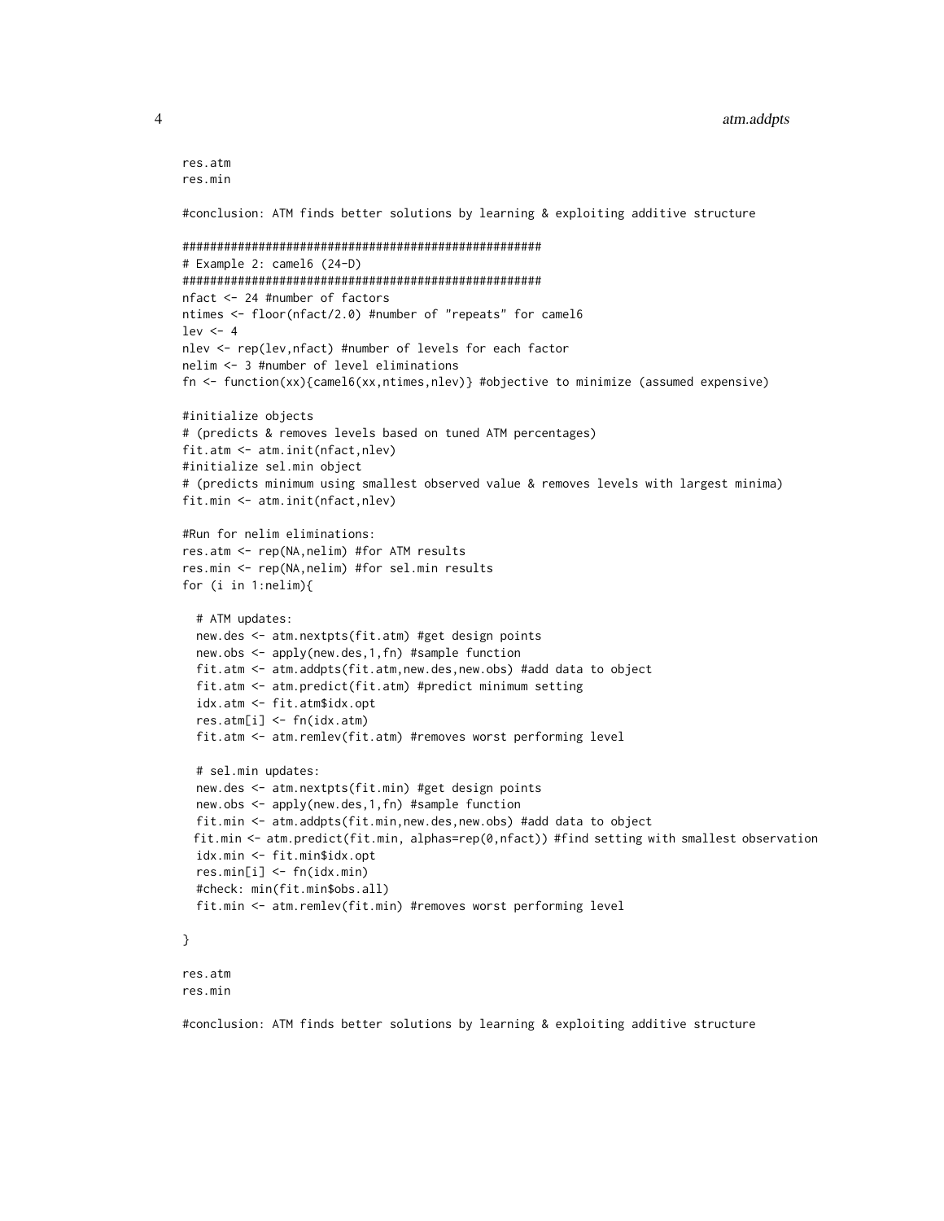```
res.atm
res.min

#conclusion: ATM finds better solutions by learning & exploiting additive structure

####################################################
# Example 2: camel6 (24-D)
####################################################
nfact <- 24 #number of factors
ntimes <- floor(nfact/2.0) #number of "repeats" for camel6
lev <- 4
nlev <- rep(lev,nfact) #number of levels for each factor
nelim <- 3 #number of level eliminations
fn <- function(xx){camel6(xx,ntimes,nlev)} #objective to minimize (assumed expensive)

#initialize objects
# (predicts & removes levels based on tuned ATM percentages)
fit.atm <- atm.init(nfact,nlev)
#initialize sel.min object
# (predicts minimum using smallest observed value & removes levels with largest minima)
fit.min <- atm.init(nfact,nlev)

#Run for nelim eliminations:
res.atm <- rep(NA,nelim) #for ATM results
res.min <- rep(NA,nelim) #for sel.min results
for (i in 1:nelim){

  # ATM updates:
  new.des <- atm.nextpts(fit.atm) #get design points
  new.obs <- apply(new.des,1,fn) #sample function
  fit.atm <- atm.addpts(fit.atm,new.des,new.obs) #add data to object
  fit.atm <- atm.predict(fit.atm) #predict minimum setting
  idx.atm <- fit.atm$idx.opt
  res.atm[i] <- fn(idx.atm)
  fit.atm <- atm.remlev(fit.atm) #removes worst performing level

  # sel.min updates:
  new.des <- atm.nextpts(fit.min) #get design points
  new.obs <- apply(new.des,1,fn) #sample function
  fit.min <- atm.addpts(fit.min,new.des,new.obs) #add data to object
 fit.min <- atm.predict(fit.min, alphas=rep(0,nfact)) #find setting with smallest observation
  idx.min <- fit.min$idx.opt
  res.min[i] <- fn(idx.min)
  #check: min(fit.min$obs.all)
  fit.min <- atm.remlev(fit.min) #removes worst performing level

}

res.atm
res.min

#conclusion: ATM finds better solutions by learning & exploiting additive structure
```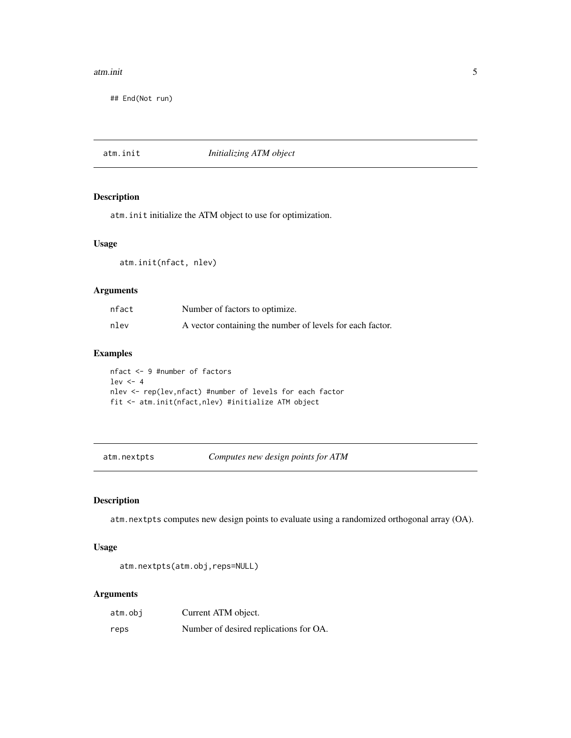```
## End(Not run)
```

## atm.init — *Initializing ATM object*

### Description

`atm.init` initialize the ATM object to use for optimization.

### Usage

```
atm.init(nfact, nlev)
```

### Arguments

| | |
|---|---|
| `nfact` | Number of factors to optimize. |
| `nlev` | A vector containing the number of levels for each factor. |

### Examples

```
nfact <- 9 #number of factors
lev <- 4
nlev <- rep(lev,nfact) #number of levels for each factor
fit <- atm.init(nfact,nlev) #initialize ATM object
```

## atm.nextpts — *Computes new design points for ATM*

### Description

`atm.nextpts` computes new design points to evaluate using a randomized orthogonal array (OA).

### Usage

```
atm.nextpts(atm.obj,reps=NULL)
```

### Arguments

| | |
|---|---|
| `atm.obj` | Current ATM object. |
| `reps` | Number of desired replications for OA. |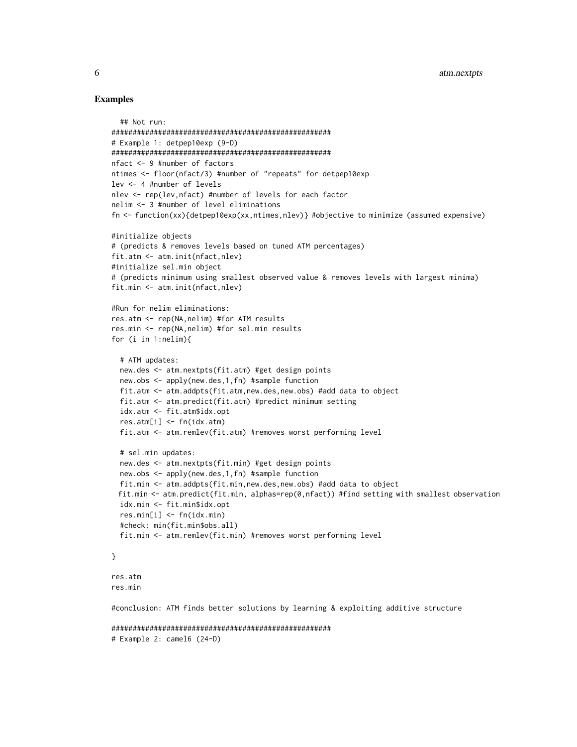## Examples

```
  ## Not run:
####################################################
# Example 1: detpep10exp (9-D)
####################################################
nfact <- 9 #number of factors
ntimes <- floor(nfact/3) #number of "repeats" for detpep10exp
lev <- 4 #number of levels
nlev <- rep(lev,nfact) #number of levels for each factor
nelim <- 3 #number of level eliminations
fn <- function(xx){detpep10exp(xx,ntimes,nlev)} #objective to minimize (assumed expensive)

#initialize objects
# (predicts & removes levels based on tuned ATM percentages)
fit.atm <- atm.init(nfact,nlev)
#initialize sel.min object
# (predicts minimum using smallest observed value & removes levels with largest minima)
fit.min <- atm.init(nfact,nlev)

#Run for nelim eliminations:
res.atm <- rep(NA,nelim) #for ATM results
res.min <- rep(NA,nelim) #for sel.min results
for (i in 1:nelim){

  # ATM updates:
  new.des <- atm.nextpts(fit.atm) #get design points
  new.obs <- apply(new.des,1,fn) #sample function
  fit.atm <- atm.addpts(fit.atm,new.des,new.obs) #add data to object
  fit.atm <- atm.predict(fit.atm) #predict minimum setting
  idx.atm <- fit.atm$idx.opt
  res.atm[i] <- fn(idx.atm)
  fit.atm <- atm.remlev(fit.atm) #removes worst performing level

  # sel.min updates:
  new.des <- atm.nextpts(fit.min) #get design points
  new.obs <- apply(new.des,1,fn) #sample function
  fit.min <- atm.addpts(fit.min,new.des,new.obs) #add data to object
 fit.min <- atm.predict(fit.min, alphas=rep(0,nfact)) #find setting with smallest observation
  idx.min <- fit.min$idx.opt
  res.min[i] <- fn(idx.min)
  #check: min(fit.min$obs.all)
  fit.min <- atm.remlev(fit.min) #removes worst performing level

}

res.atm
res.min

#conclusion: ATM finds better solutions by learning & exploiting additive structure

####################################################
# Example 2: camel6 (24-D)
```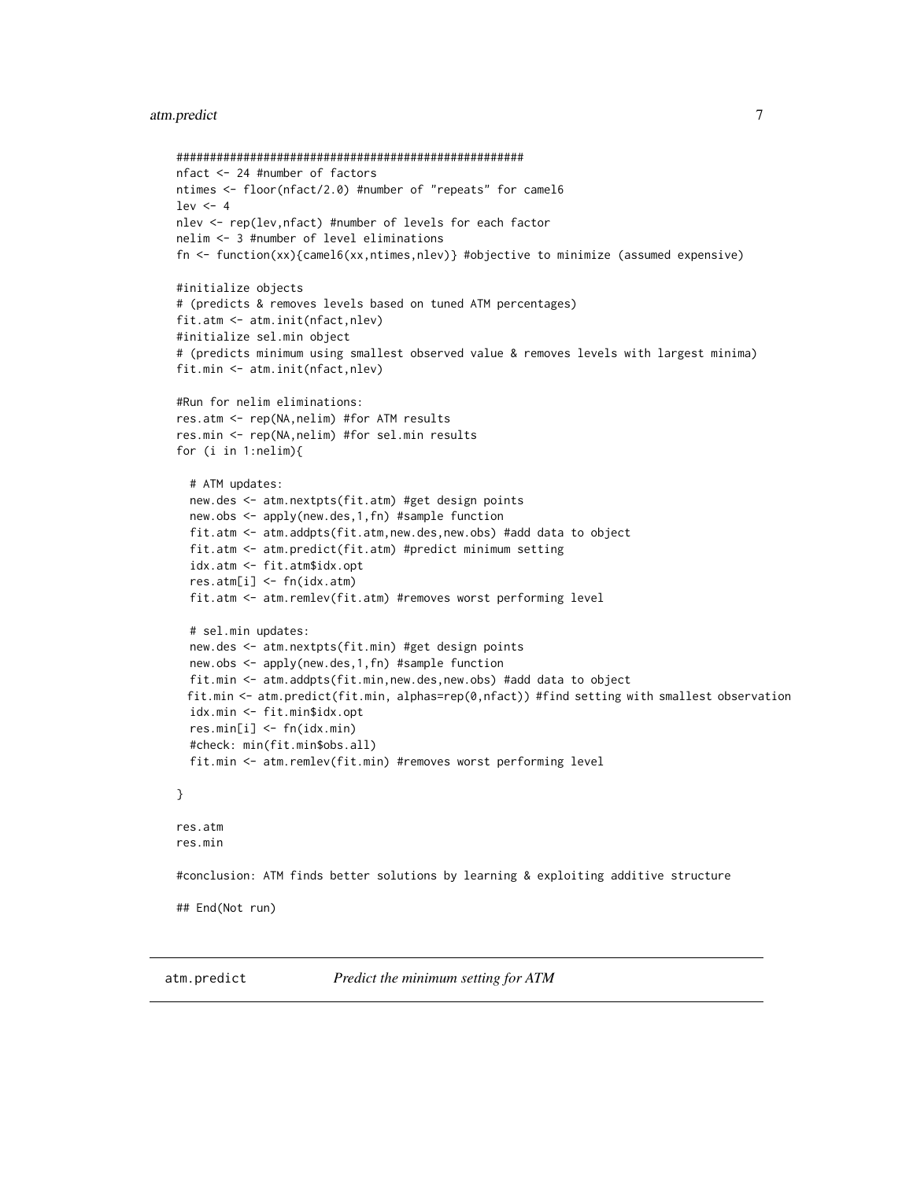```
####################################################
nfact <- 24 #number of factors
ntimes <- floor(nfact/2.0) #number of "repeats" for camel6
lev <- 4
nlev <- rep(lev,nfact) #number of levels for each factor
nelim <- 3 #number of level eliminations
fn <- function(xx){camel6(xx,ntimes,nlev)} #objective to minimize (assumed expensive)

#initialize objects
# (predicts & removes levels based on tuned ATM percentages)
fit.atm <- atm.init(nfact,nlev)
#initialize sel.min object
# (predicts minimum using smallest observed value & removes levels with largest minima)
fit.min <- atm.init(nfact,nlev)

#Run for nelim eliminations:
res.atm <- rep(NA,nelim) #for ATM results
res.min <- rep(NA,nelim) #for sel.min results
for (i in 1:nelim){

  # ATM updates:
  new.des <- atm.nextpts(fit.atm) #get design points
  new.obs <- apply(new.des,1,fn) #sample function
  fit.atm <- atm.addpts(fit.atm,new.des,new.obs) #add data to object
  fit.atm <- atm.predict(fit.atm) #predict minimum setting
  idx.atm <- fit.atm$idx.opt
  res.atm[i] <- fn(idx.atm)
  fit.atm <- atm.remlev(fit.atm) #removes worst performing level

  # sel.min updates:
  new.des <- atm.nextpts(fit.min) #get design points
  new.obs <- apply(new.des,1,fn) #sample function
  fit.min <- atm.addpts(fit.min,new.des,new.obs) #add data to object
 fit.min <- atm.predict(fit.min, alphas=rep(0,nfact)) #find setting with smallest observation
  idx.min <- fit.min$idx.opt
  res.min[i] <- fn(idx.min)
  #check: min(fit.min$obs.all)
  fit.min <- atm.remlev(fit.min) #removes worst performing level

}

res.atm
res.min

#conclusion: ATM finds better solutions by learning & exploiting additive structure

## End(Not run)
```

---

`atm.predict` *Predict the minimum setting for ATM*

---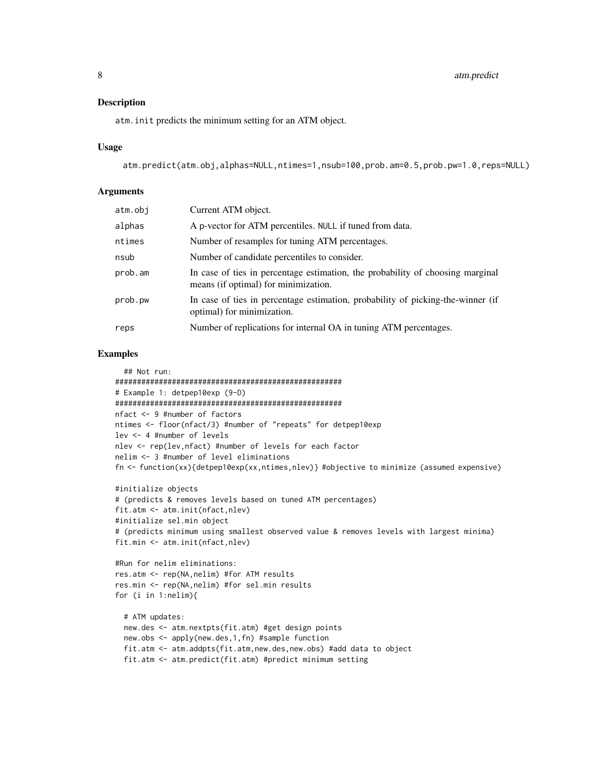## Description

atm.init predicts the minimum setting for an ATM object.

## Usage

```
atm.predict(atm.obj,alphas=NULL,ntimes=1,nsub=100,prob.am=0.5,prob.pw=1.0,reps=NULL)
```

## Arguments

| | |
|---|---|
| atm.obj | Current ATM object. |
| alphas | A p-vector for ATM percentiles. NULL if tuned from data. |
| ntimes | Number of resamples for tuning ATM percentages. |
| nsub | Number of candidate percentiles to consider. |
| prob.am | In case of ties in percentage estimation, the probability of choosing marginal means (if optimal) for minimization. |
| prob.pw | In case of ties in percentage estimation, probability of picking-the-winner (if optimal) for minimization. |
| reps | Number of replications for internal OA in tuning ATM percentages. |

## Examples

```
  ## Not run:
####################################################
# Example 1: detpep10exp (9-D)
####################################################
nfact <- 9 #number of factors
ntimes <- floor(nfact/3) #number of "repeats" for detpep10exp
lev <- 4 #number of levels
nlev <- rep(lev,nfact) #number of levels for each factor
nelim <- 3 #number of level eliminations
fn <- function(xx){detpep10exp(xx,ntimes,nlev)} #objective to minimize (assumed expensive)

#initialize objects
# (predicts & removes levels based on tuned ATM percentages)
fit.atm <- atm.init(nfact,nlev)
#initialize sel.min object
# (predicts minimum using smallest observed value & removes levels with largest minima)
fit.min <- atm.init(nfact,nlev)

#Run for nelim eliminations:
res.atm <- rep(NA,nelim) #for ATM results
res.min <- rep(NA,nelim) #for sel.min results
for (i in 1:nelim){

  # ATM updates:
  new.des <- atm.nextpts(fit.atm) #get design points
  new.obs <- apply(new.des,1,fn) #sample function
  fit.atm <- atm.addpts(fit.atm,new.des,new.obs) #add data to object
  fit.atm <- atm.predict(fit.atm) #predict minimum setting
```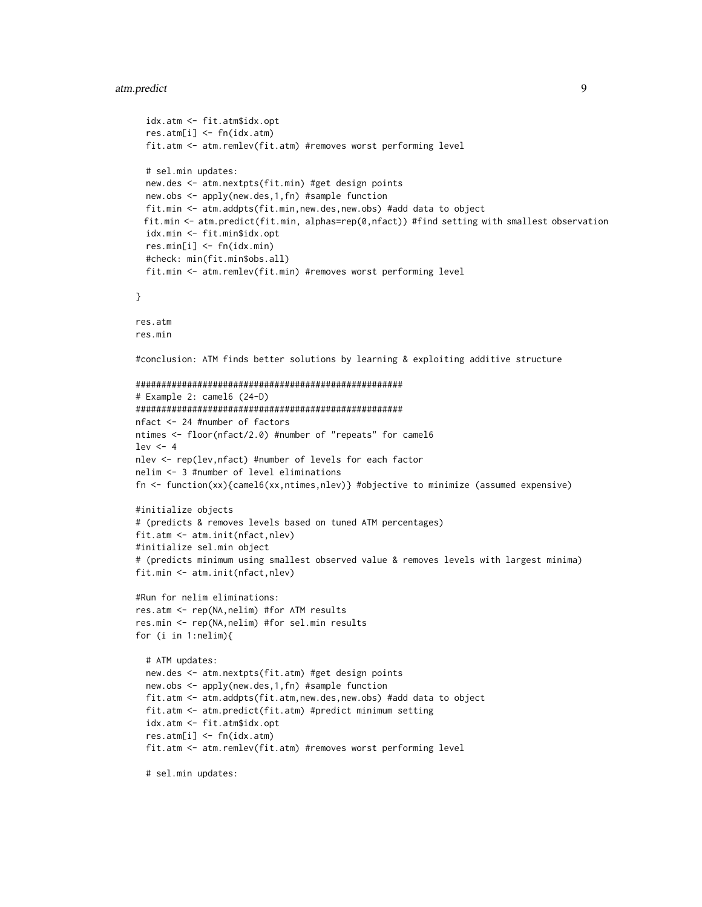```
  idx.atm <- fit.atm$idx.opt
  res.atm[i] <- fn(idx.atm)
  fit.atm <- atm.remlev(fit.atm) #removes worst performing level

  # sel.min updates:
  new.des <- atm.nextpts(fit.min) #get design points
  new.obs <- apply(new.des,1,fn) #sample function
  fit.min <- atm.addpts(fit.min,new.des,new.obs) #add data to object
 fit.min <- atm.predict(fit.min, alphas=rep(0,nfact)) #find setting with smallest observation
  idx.min <- fit.min$idx.opt
  res.min[i] <- fn(idx.min)
  #check: min(fit.min$obs.all)
  fit.min <- atm.remlev(fit.min) #removes worst performing level

}

res.atm
res.min

#conclusion: ATM finds better solutions by learning & exploiting additive structure

#####################################################
# Example 2: camel6 (24-D)
#####################################################
nfact <- 24 #number of factors
ntimes <- floor(nfact/2.0) #number of "repeats" for camel6
lev <- 4
nlev <- rep(lev,nfact) #number of levels for each factor
nelim <- 3 #number of level eliminations
fn <- function(xx){camel6(xx,ntimes,nlev)} #objective to minimize (assumed expensive)

#initialize objects
# (predicts & removes levels based on tuned ATM percentages)
fit.atm <- atm.init(nfact,nlev)
#initialize sel.min object
# (predicts minimum using smallest observed value & removes levels with largest minima)
fit.min <- atm.init(nfact,nlev)

#Run for nelim eliminations:
res.atm <- rep(NA,nelim) #for ATM results
res.min <- rep(NA,nelim) #for sel.min results
for (i in 1:nelim){

  # ATM updates:
  new.des <- atm.nextpts(fit.atm) #get design points
  new.obs <- apply(new.des,1,fn) #sample function
  fit.atm <- atm.addpts(fit.atm,new.des,new.obs) #add data to object
  fit.atm <- atm.predict(fit.atm) #predict minimum setting
  idx.atm <- fit.atm$idx.opt
  res.atm[i] <- fn(idx.atm)
  fit.atm <- atm.remlev(fit.atm) #removes worst performing level

  # sel.min updates:
```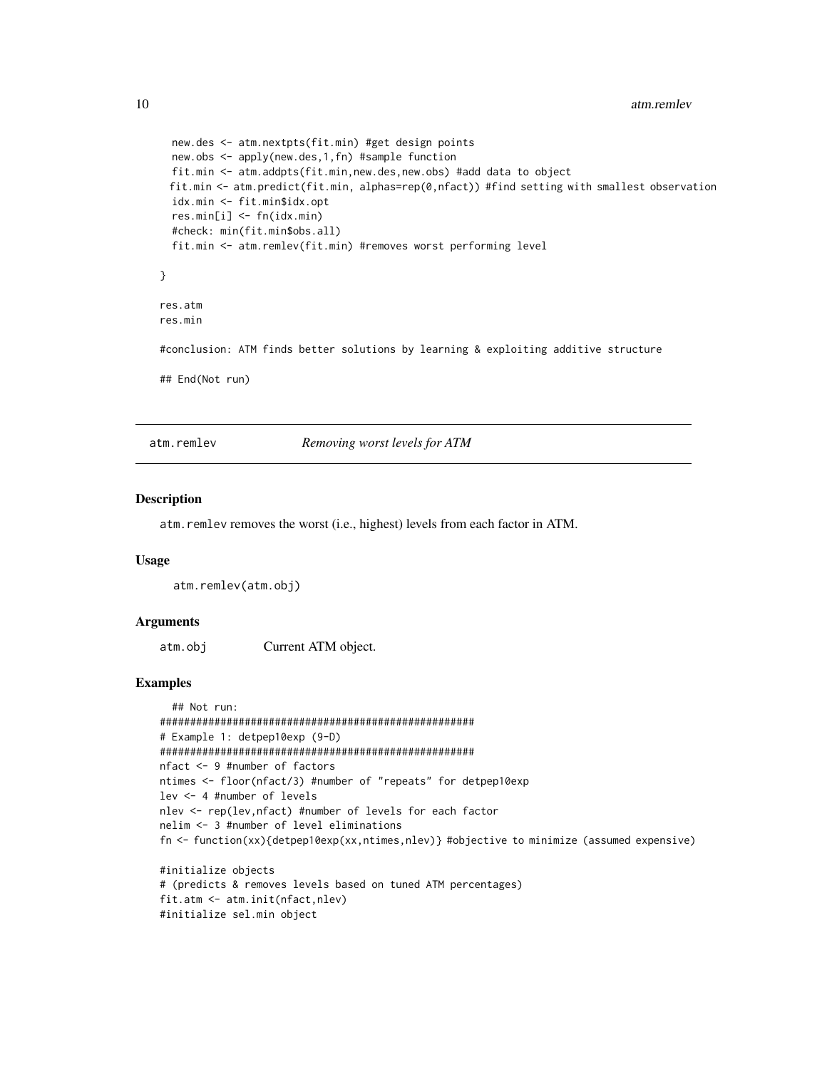```
  new.des <- atm.nextpts(fit.min) #get design points
  new.obs <- apply(new.des,1,fn) #sample function
  fit.min <- atm.addpts(fit.min,new.des,new.obs) #add data to object
  fit.min <- atm.predict(fit.min, alphas=rep(0,nfact)) #find setting with smallest observation
  idx.min <- fit.min$idx.opt
  res.min[i] <- fn(idx.min)
  #check: min(fit.min$obs.all)
  fit.min <- atm.remlev(fit.min) #removes worst performing level

}

res.atm
res.min

#conclusion: ATM finds better solutions by learning & exploiting additive structure

## End(Not run)
```

## atm.remlev — *Removing worst levels for ATM*

### Description

atm.remlev removes the worst (i.e., highest) levels from each factor in ATM.

### Usage

```
atm.remlev(atm.obj)
```

### Arguments

| | |
|---|---|
| atm.obj | Current ATM object. |

### Examples

```
## Not run:
#####################################################
# Example 1: detpep10exp (9-D)
#####################################################
nfact <- 9 #number of factors
ntimes <- floor(nfact/3) #number of "repeats" for detpep10exp
lev <- 4 #number of levels
nlev <- rep(lev,nfact) #number of levels for each factor
nelim <- 3 #number of level eliminations
fn <- function(xx){detpep10exp(xx,ntimes,nlev)} #objective to minimize (assumed expensive)

#initialize objects
# (predicts & removes levels based on tuned ATM percentages)
fit.atm <- atm.init(nfact,nlev)
#initialize sel.min object
```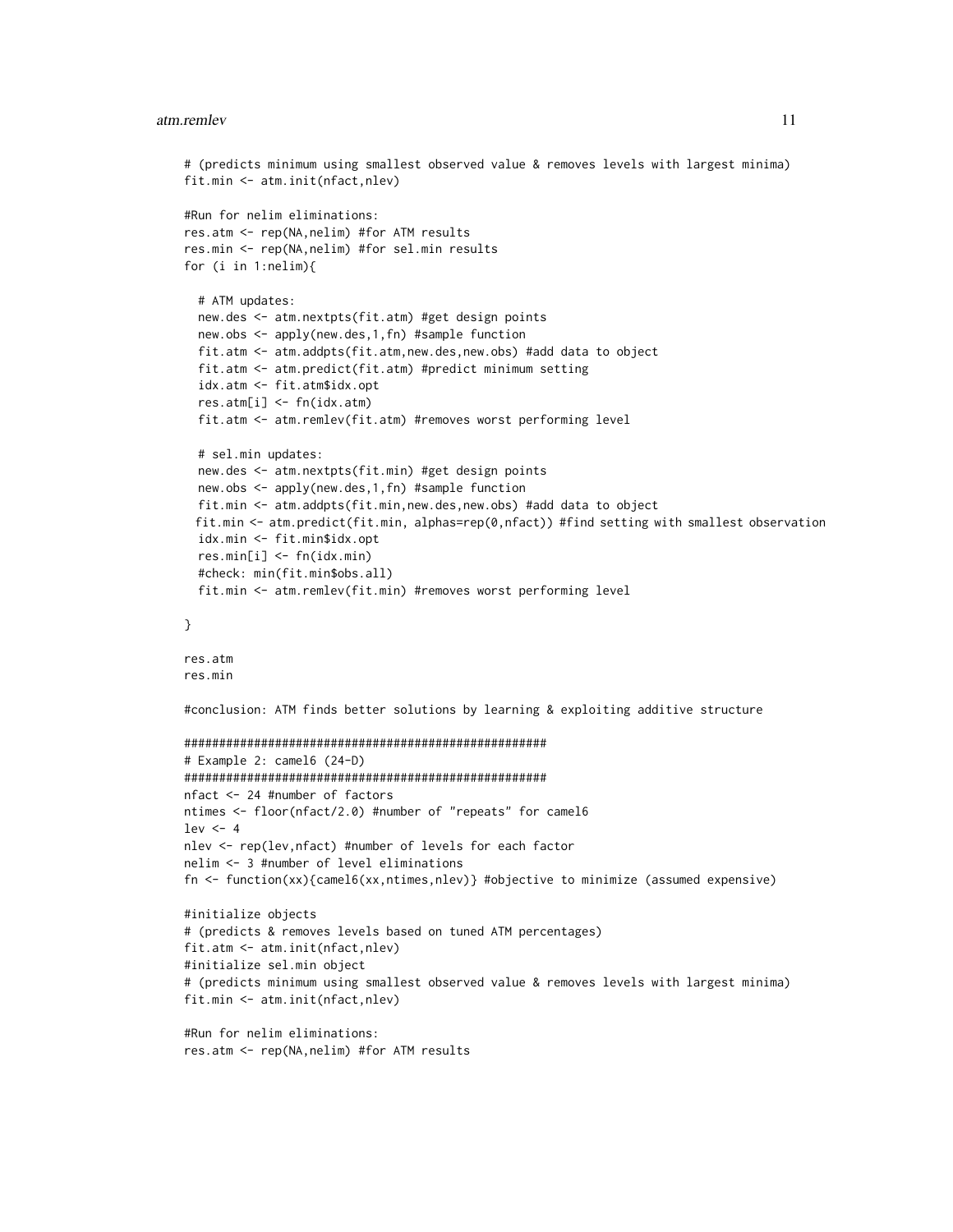```
# (predicts minimum using smallest observed value & removes levels with largest minima)
fit.min <- atm.init(nfact,nlev)

#Run for nelim eliminations:
res.atm <- rep(NA,nelim) #for ATM results
res.min <- rep(NA,nelim) #for sel.min results
for (i in 1:nelim){

  # ATM updates:
  new.des <- atm.nextpts(fit.atm) #get design points
  new.obs <- apply(new.des,1,fn) #sample function
  fit.atm <- atm.addpts(fit.atm,new.des,new.obs) #add data to object
  fit.atm <- atm.predict(fit.atm) #predict minimum setting
  idx.atm <- fit.atm$idx.opt
  res.atm[i] <- fn(idx.atm)
  fit.atm <- atm.remlev(fit.atm) #removes worst performing level

  # sel.min updates:
  new.des <- atm.nextpts(fit.min) #get design points
  new.obs <- apply(new.des,1,fn) #sample function
  fit.min <- atm.addpts(fit.min,new.des,new.obs) #add data to object
 fit.min <- atm.predict(fit.min, alphas=rep(0,nfact)) #find setting with smallest observation
  idx.min <- fit.min$idx.opt
  res.min[i] <- fn(idx.min)
  #check: min(fit.min$obs.all)
  fit.min <- atm.remlev(fit.min) #removes worst performing level

}

res.atm
res.min

#conclusion: ATM finds better solutions by learning & exploiting additive structure

####################################################
# Example 2: camel6 (24-D)
####################################################
nfact <- 24 #number of factors
ntimes <- floor(nfact/2.0) #number of "repeats" for camel6
lev <- 4
nlev <- rep(lev,nfact) #number of levels for each factor
nelim <- 3 #number of level eliminations
fn <- function(xx){camel6(xx,ntimes,nlev)} #objective to minimize (assumed expensive)

#initialize objects
# (predicts & removes levels based on tuned ATM percentages)
fit.atm <- atm.init(nfact,nlev)
#initialize sel.min object
# (predicts minimum using smallest observed value & removes levels with largest minima)
fit.min <- atm.init(nfact,nlev)

#Run for nelim eliminations:
res.atm <- rep(NA,nelim) #for ATM results
```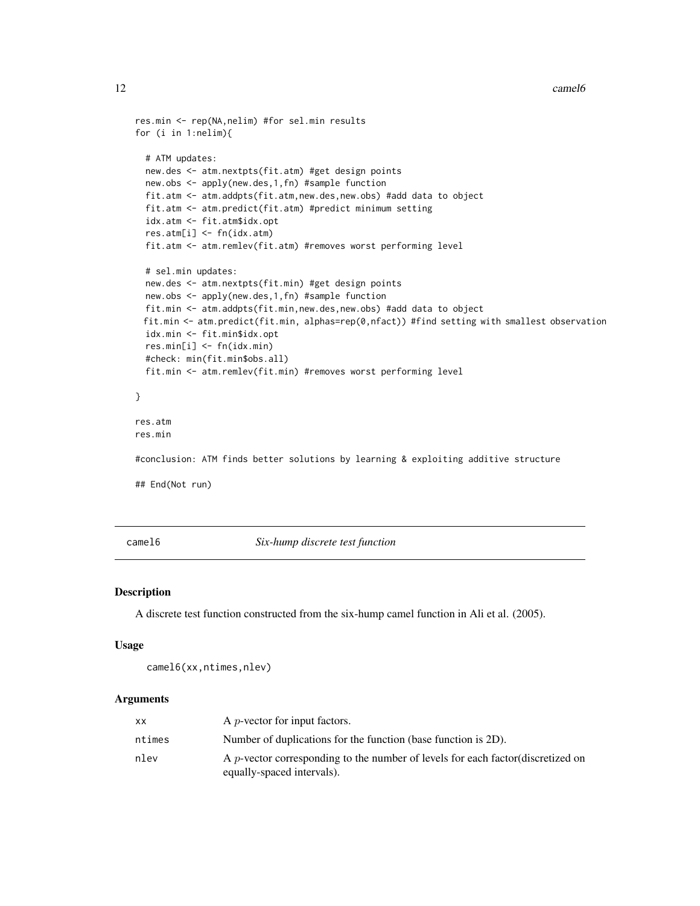```
res.min <- rep(NA,nelim) #for sel.min results
for (i in 1:nelim){

  # ATM updates:
  new.des <- atm.nextpts(fit.atm) #get design points
  new.obs <- apply(new.des,1,fn) #sample function
  fit.atm <- atm.addpts(fit.atm,new.des,new.obs) #add data to object
  fit.atm <- atm.predict(fit.atm) #predict minimum setting
  idx.atm <- fit.atm$idx.opt
  res.atm[i] <- fn(idx.atm)
  fit.atm <- atm.remlev(fit.atm) #removes worst performing level

  # sel.min updates:
  new.des <- atm.nextpts(fit.min) #get design points
  new.obs <- apply(new.des,1,fn) #sample function
  fit.min <- atm.addpts(fit.min,new.des,new.obs) #add data to object
 fit.min <- atm.predict(fit.min, alphas=rep(0,nfact)) #find setting with smallest observation
  idx.min <- fit.min$idx.opt
  res.min[i] <- fn(idx.min)
  #check: min(fit.min$obs.all)
  fit.min <- atm.remlev(fit.min) #removes worst performing level

}

res.atm
res.min

#conclusion: ATM finds better solutions by learning & exploiting additive structure

## End(Not run)
```

---

## camel6 — *Six-hump discrete test function*

### Description

A discrete test function constructed from the six-hump camel function in Ali et al. (2005).

### Usage

```
camel6(xx,ntimes,nlev)
```

### Arguments

| | |
|---|---|
| xx | A $p$-vector for input factors. |
| ntimes | Number of duplications for the function (base function is 2D). |
| nlev | A $p$-vector corresponding to the number of levels for each factor(discretized on equally-spaced intervals). |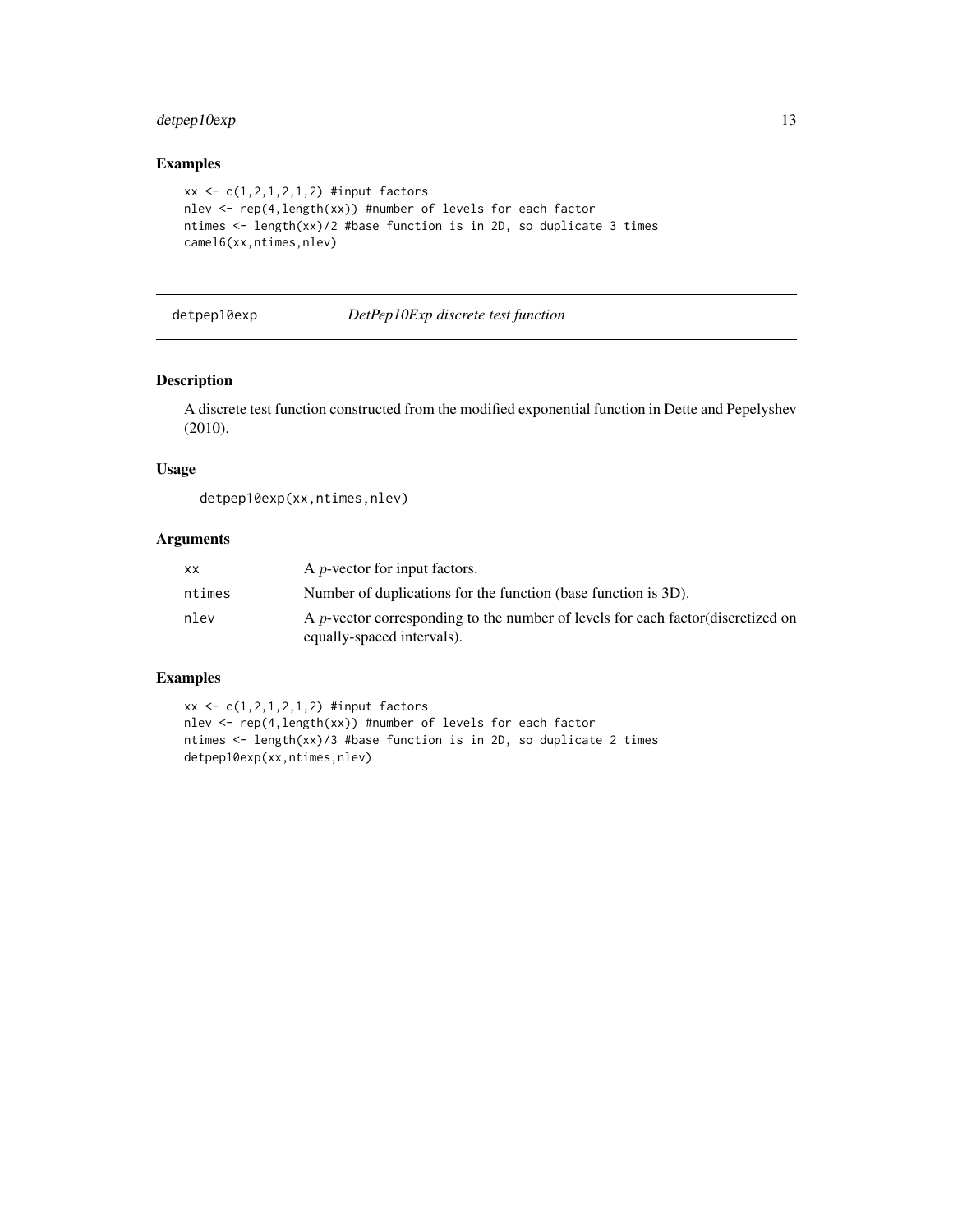### Examples

```
xx <- c(1,2,1,2,1,2) #input factors
nlev <- rep(4,length(xx)) #number of levels for each factor
ntimes <- length(xx)/2 #base function is in 2D, so duplicate 3 times
camel6(xx,ntimes,nlev)
```

## detpep10exp — *DetPep10Exp discrete test function*

### Description

A discrete test function constructed from the modified exponential function in Dette and Pepelyshev (2010).

### Usage

```
detpep10exp(xx,ntimes,nlev)
```

### Arguments

| | |
|---|---|
| xx | A $p$-vector for input factors. |
| ntimes | Number of duplications for the function (base function is 3D). |
| nlev | A $p$-vector corresponding to the number of levels for each factor(discretized on equally-spaced intervals). |

### Examples

```
xx <- c(1,2,1,2,1,2) #input factors
nlev <- rep(4,length(xx)) #number of levels for each factor
ntimes <- length(xx)/3 #base function is in 2D, so duplicate 2 times
detpep10exp(xx,ntimes,nlev)
```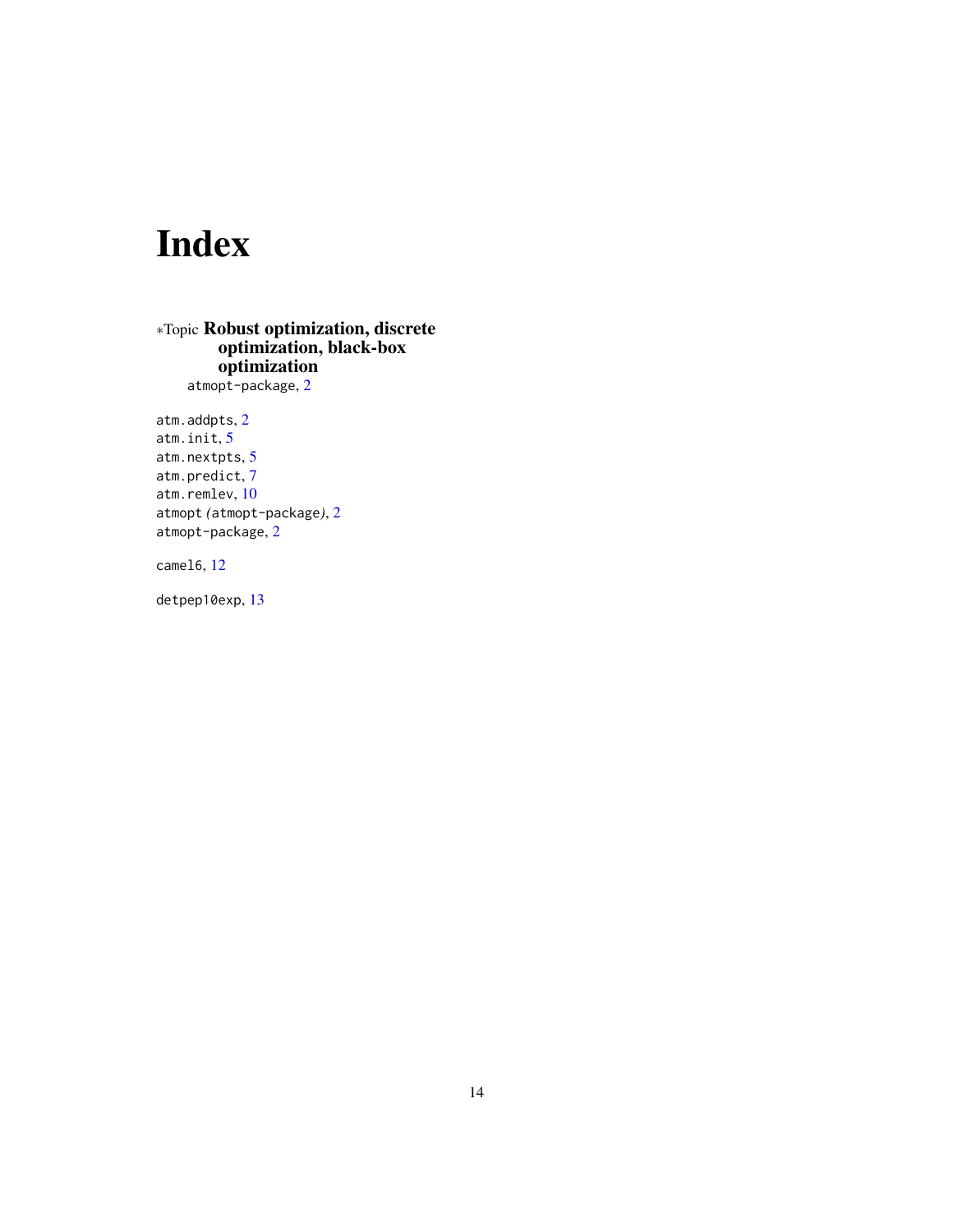# Index

*Topic **Robust optimization, discrete optimization, black-box optimization**
    atmopt-package, 2

atm.addpts, 2
atm.init, 5
atm.nextpts, 5
atm.predict, 7
atm.remlev, 10
atmopt *(*atmopt-package*)*, 2
atmopt-package, 2

camel6, 12

detpep10exp, 13